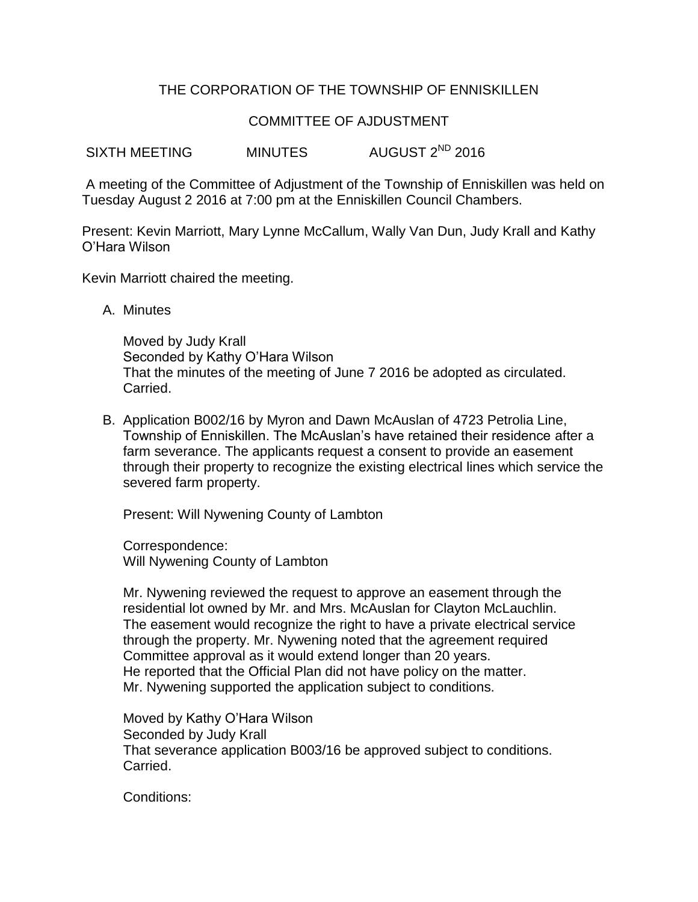THE CORPORATION OF THE TOWNSHIP OF ENNISKILLEN

COMMITTEE OF AJDUSTMENT

SIXTH MEETING MINUTES AUGUST 2[ND] 2016

A meeting of the Committee of Adjustment of the Township of Enniskillen was held on Tuesday August 2 2016 at 7:00 pm at the Enniskillen Council Chambers.

Present: Kevin Marriott, Mary Lynne McCallum, Wally Van Dun, Judy Krall and Kathy O'Hara Wilson

Kevin Marriott chaired the meeting.

A. Minutes

   Moved by Judy Krall
   Seconded by Kathy O'Hara Wilson
   That the minutes of the meeting of June 7 2016 be adopted as circulated.
   Carried.

B. Application B002/16 by Myron and Dawn McAuslan of 4723 Petrolia Line, Township of Enniskillen. The McAuslan's have retained their residence after a farm severance. The applicants request a consent to provide an easement through their property to recognize the existing electrical lines which service the severed farm property.

   Present: Will Nywening County of Lambton

   Correspondence:
   Will Nywening County of Lambton

   Mr. Nywening reviewed the request to approve an easement through the residential lot owned by Mr. and Mrs. McAuslan for Clayton McLauchlin. The easement would recognize the right to have a private electrical service through the property. Mr. Nywening noted that the agreement required Committee approval as it would extend longer than 20 years.
   He reported that the Official Plan did not have policy on the matter.
   Mr. Nywening supported the application subject to conditions.

   Moved by Kathy O'Hara Wilson
   Seconded by Judy Krall
   That severance application B003/16 be approved subject to conditions.
   Carried.

   Conditions: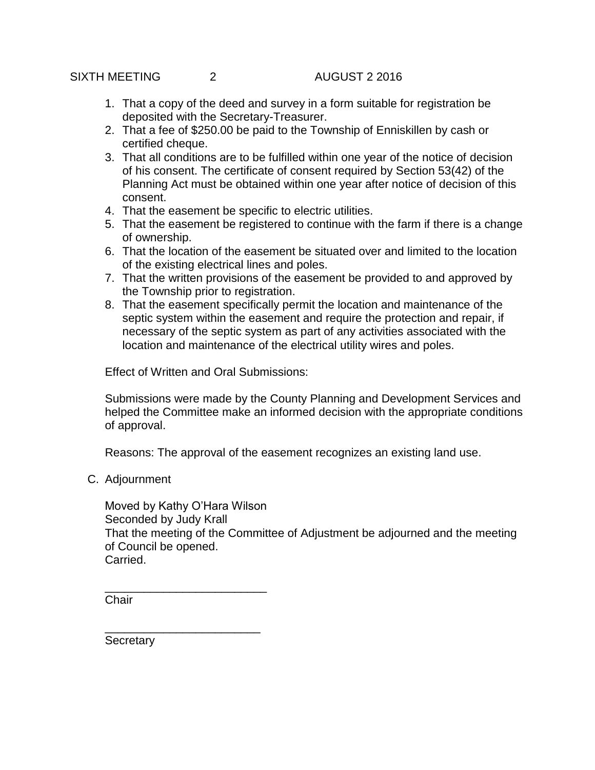1. That a copy of the deed and survey in a form suitable for registration be deposited with the Secretary-Treasurer.
2. That a fee of $250.00 be paid to the Township of Enniskillen by cash or certified cheque.
3. That all conditions are to be fulfilled within one year of the notice of decision of his consent. The certificate of consent required by Section 53(42) of the Planning Act must be obtained within one year after notice of decision of this consent.
4. That the easement be specific to electric utilities.
5. That the easement be registered to continue with the farm if there is a change of ownership.
6. That the location of the easement be situated over and limited to the location of the existing electrical lines and poles.
7. That the written provisions of the easement be provided to and approved by the Township prior to registration.
8. That the easement specifically permit the location and maintenance of the septic system within the easement and require the protection and repair, if necessary of the septic system as part of any activities associated with the location and maintenance of the electrical utility wires and poles.

Effect of Written and Oral Submissions:

Submissions were made by the County Planning and Development Services and helped the Committee make an informed decision with the appropriate conditions of approval.

Reasons: The approval of the easement recognizes an existing land use.

C. Adjournment

Moved by Kathy O'Hara Wilson
Seconded by Judy Krall
That the meeting of the Committee of Adjustment be adjourned and the meeting of Council be opened.
Carried.

_________________________
Chair

________________________
Secretary